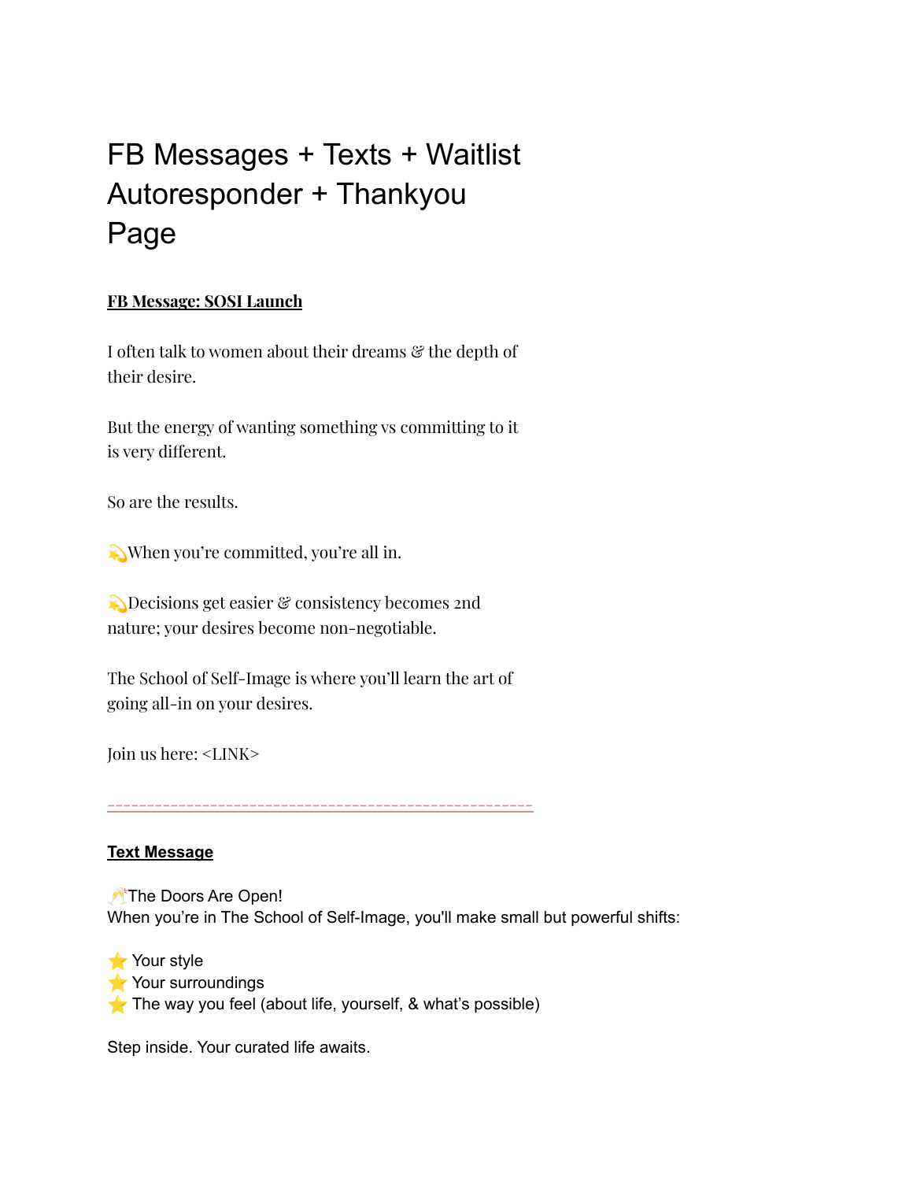# FB Messages + Texts + Waitlist Autoresponder + Thankyou Page

**FB Message: SOSI Launch**

I often talk to women about their dreams & the depth of their desire.

But the energy of wanting something vs committing to it is very different.

So are the results.

💫When you're committed, you're all in.

💫Decisions get easier & consistency becomes 2nd nature; your desires become non-negotiable.

The School of Self-Image is where you'll learn the art of going all-in on your desires.

Join us here: <LINK>

---

**Text Message**

🥂The Doors Are Open!
When you're in The School of Self-Image, you'll make small but powerful shifts:

⭐ Your style
⭐ Your surroundings
⭐ The way you feel (about life, yourself, & what's possible)

Step inside. Your curated life awaits.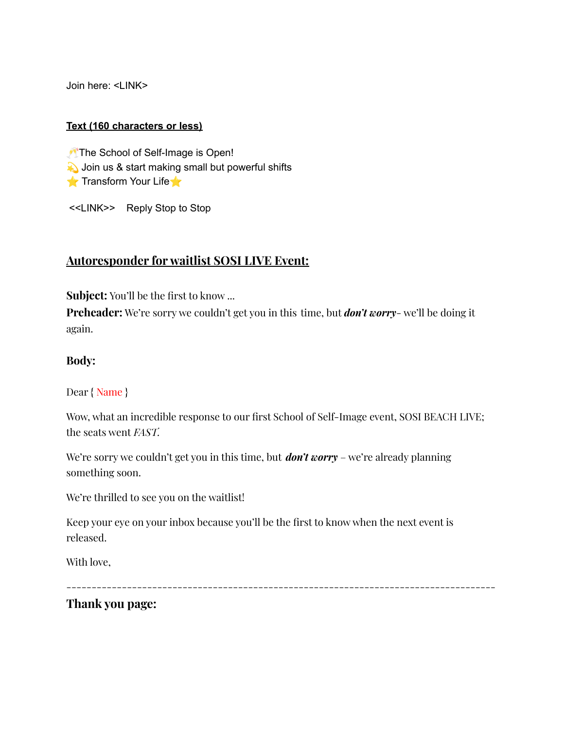Join here: <LINK>

**Text (160 characters or less)**

🥂The School of Self-Image is Open!
💫 Join us & start making small but powerful shifts
⭐ Transform Your Life⭐

<<LINK>>    Reply Stop to Stop

## Autoresponder for waitlist SOSI LIVE Event:

**Subject:** You'll be the first to know …
**Preheader:** We're sorry we couldn't get you in this  time, but ***don't worry***- we'll be doing it again.

**Body:**

Dear { Name }

Wow, what an incredible response to our first School of Self-Image event, SOSI BEACH LIVE; the seats went *FAST.*

We're sorry we couldn't get you in this time, but ***don't worry*** – we're already planning something soon.

We're thrilled to see you on the waitlist!

Keep your eye on your inbox because you'll be the first to know when the next event is released.

With love,

---

**Thank you page:**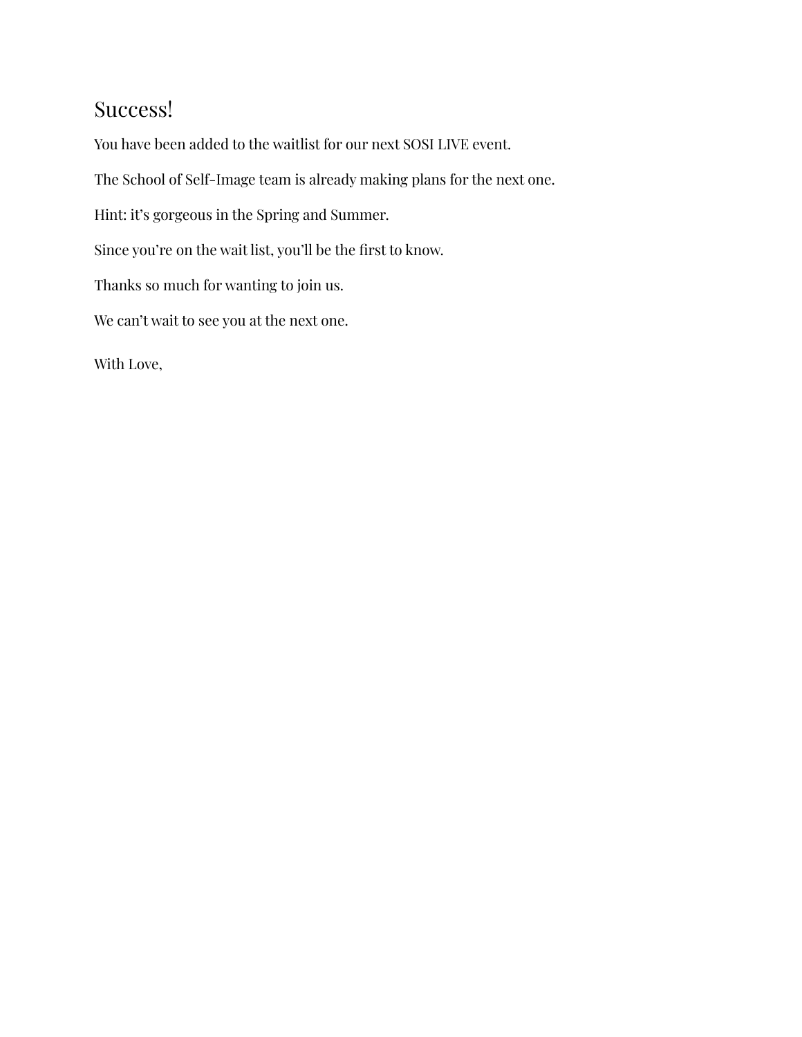# Success!

You have been added to the waitlist for our next SOSI LIVE event.

The School of Self-Image team is already making plans for the next one.

Hint: it's gorgeous in the Spring and Summer.

Since you're on the wait list, you'll be the first to know.

Thanks so much for wanting to join us.

We can't wait to see you at the next one.

With Love,